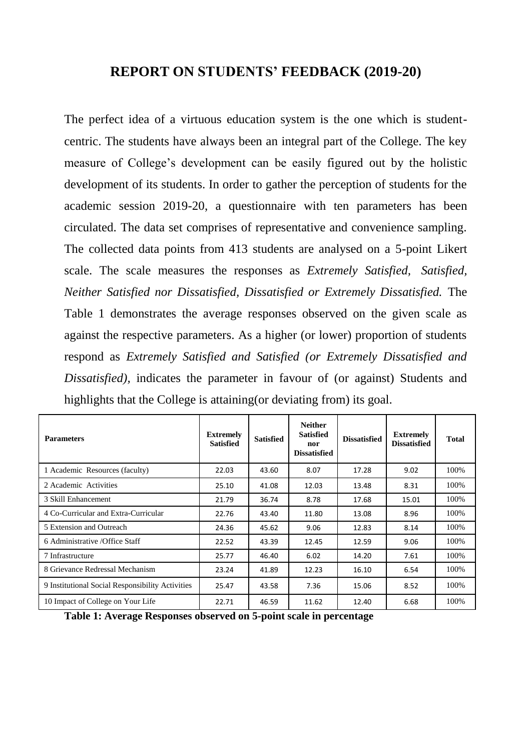# REPORT ON STUDENTS' FEEDBACK (2019-20)

The perfect idea of a virtuous education system is the one which is student-centric. The students have always been an integral part of the College. The key measure of College's development can be easily figured out by the holistic development of its students. In order to gather the perception of students for the academic session 2019-20, a questionnaire with ten parameters has been circulated. The data set comprises of representative and convenience sampling. The collected data points from 413 students are analysed on a 5-point Likert scale. The scale measures the responses as *Extremely Satisfied, Satisfied, Neither Satisfied nor Dissatisfied, Dissatisfied or Extremely Dissatisfied.* The Table 1 demonstrates the average responses observed on the given scale as against the respective parameters. As a higher (or lower) proportion of students respond as *Extremely Satisfied and Satisfied (or Extremely Dissatisfied and Dissatisfied),* indicates the parameter in favour of (or against) Students and highlights that the College is attaining(or deviating from) its goal.

| Parameters | Extremely Satisfied | Satisfied | Neither Satisfied nor Dissatisfied | Dissatisfied | Extremely Dissatisfied | Total |
|---|---|---|---|---|---|---|
| 1 Academic Resources (faculty) | 22.03 | 43.60 | 8.07 | 17.28 | 9.02 | 100% |
| 2 Academic Activities | 25.10 | 41.08 | 12.03 | 13.48 | 8.31 | 100% |
| 3 Skill Enhancement | 21.79 | 36.74 | 8.78 | 17.68 | 15.01 | 100% |
| 4 Co-Curricular and Extra-Curricular | 22.76 | 43.40 | 11.80 | 13.08 | 8.96 | 100% |
| 5 Extension and Outreach | 24.36 | 45.62 | 9.06 | 12.83 | 8.14 | 100% |
| 6 Administrative /Office Staff | 22.52 | 43.39 | 12.45 | 12.59 | 9.06 | 100% |
| 7 Infrastructure | 25.77 | 46.40 | 6.02 | 14.20 | 7.61 | 100% |
| 8 Grievance Redressal Mechanism | 23.24 | 41.89 | 12.23 | 16.10 | 6.54 | 100% |
| 9 Institutional Social Responsibility Activities | 25.47 | 43.58 | 7.36 | 15.06 | 8.52 | 100% |
| 10 Impact of College on Your Life | 22.71 | 46.59 | 11.62 | 12.40 | 6.68 | 100% |

**Table 1: Average Responses observed on 5-point scale in percentage**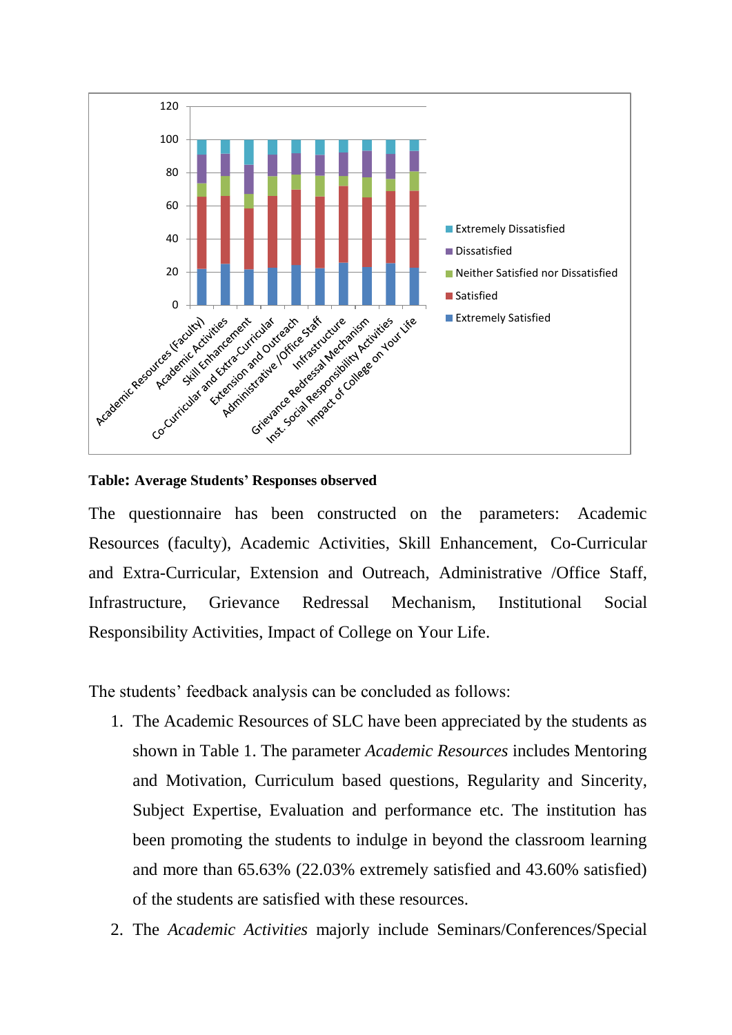**Table: Average Students' Responses observed**

The questionnaire has been constructed on the parameters: Academic Resources (faculty), Academic Activities, Skill Enhancement, Co-Curricular and Extra-Curricular, Extension and Outreach, Administrative /Office Staff, Infrastructure, Grievance Redressal Mechanism, Institutional Social Responsibility Activities, Impact of College on Your Life.

The students' feedback analysis can be concluded as follows:

1. The Academic Resources of SLC have been appreciated by the students as shown in Table 1. The parameter *Academic Resources* includes Mentoring and Motivation, Curriculum based questions, Regularity and Sincerity, Subject Expertise, Evaluation and performance etc. The institution has been promoting the students to indulge in beyond the classroom learning and more than 65.63% (22.03% extremely satisfied and 43.60% satisfied) of the students are satisfied with these resources.
2. The *Academic Activities* majorly include Seminars/Conferences/Special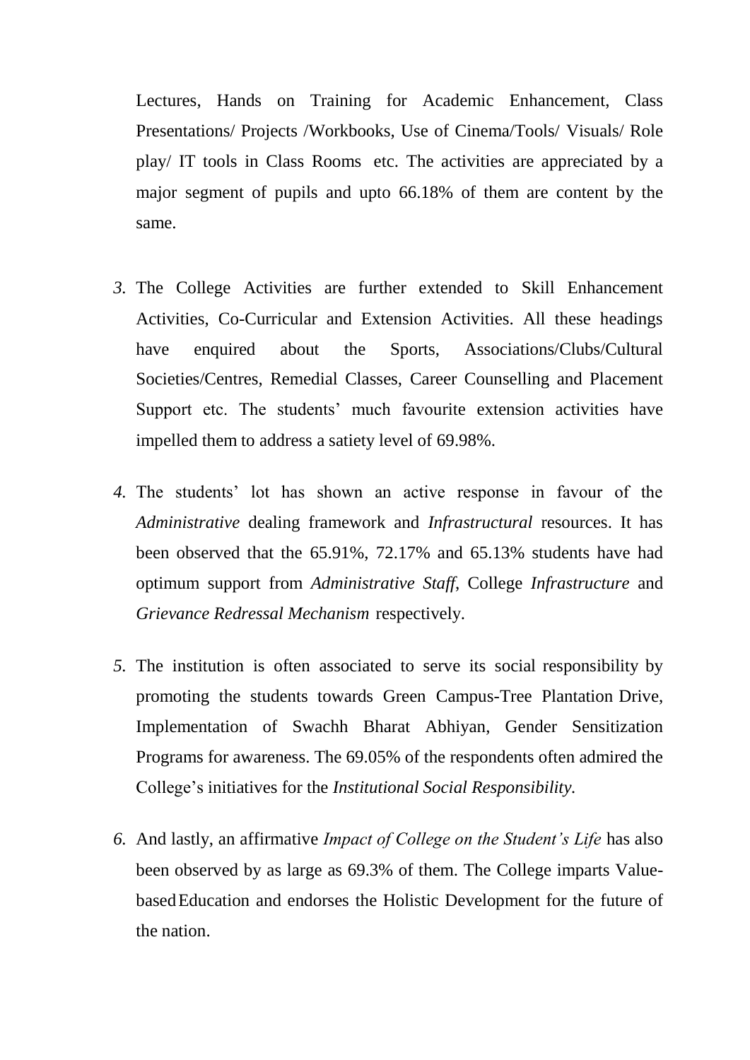Lectures, Hands on Training for Academic Enhancement, Class Presentations/ Projects /Workbooks, Use of Cinema/Tools/ Visuals/ Role play/ IT tools in Class Rooms etc. The activities are appreciated by a major segment of pupils and upto 66.18% of them are content by the same.

3. The College Activities are further extended to Skill Enhancement Activities, Co-Curricular and Extension Activities. All these headings have enquired about the Sports, Associations/Clubs/Cultural Societies/Centres, Remedial Classes, Career Counselling and Placement Support etc. The students' much favourite extension activities have impelled them to address a satiety level of 69.98%.

4. The students' lot has shown an active response in favour of the *Administrative* dealing framework and *Infrastructural* resources. It has been observed that the 65.91%, 72.17% and 65.13% students have had optimum support from *Administrative Staff*, College *Infrastructure* and *Grievance Redressal Mechanism* respectively.

5. The institution is often associated to serve its social responsibility by promoting the students towards Green Campus-Tree Plantation Drive, Implementation of Swachh Bharat Abhiyan, Gender Sensitization Programs for awareness. The 69.05% of the respondents often admired the College's initiatives for the *Institutional Social Responsibility.*

6. And lastly, an affirmative *Impact of College on the Student's Life* has also been observed by as large as 69.3% of them. The College imparts Value-based Education and endorses the Holistic Development for the future of the nation.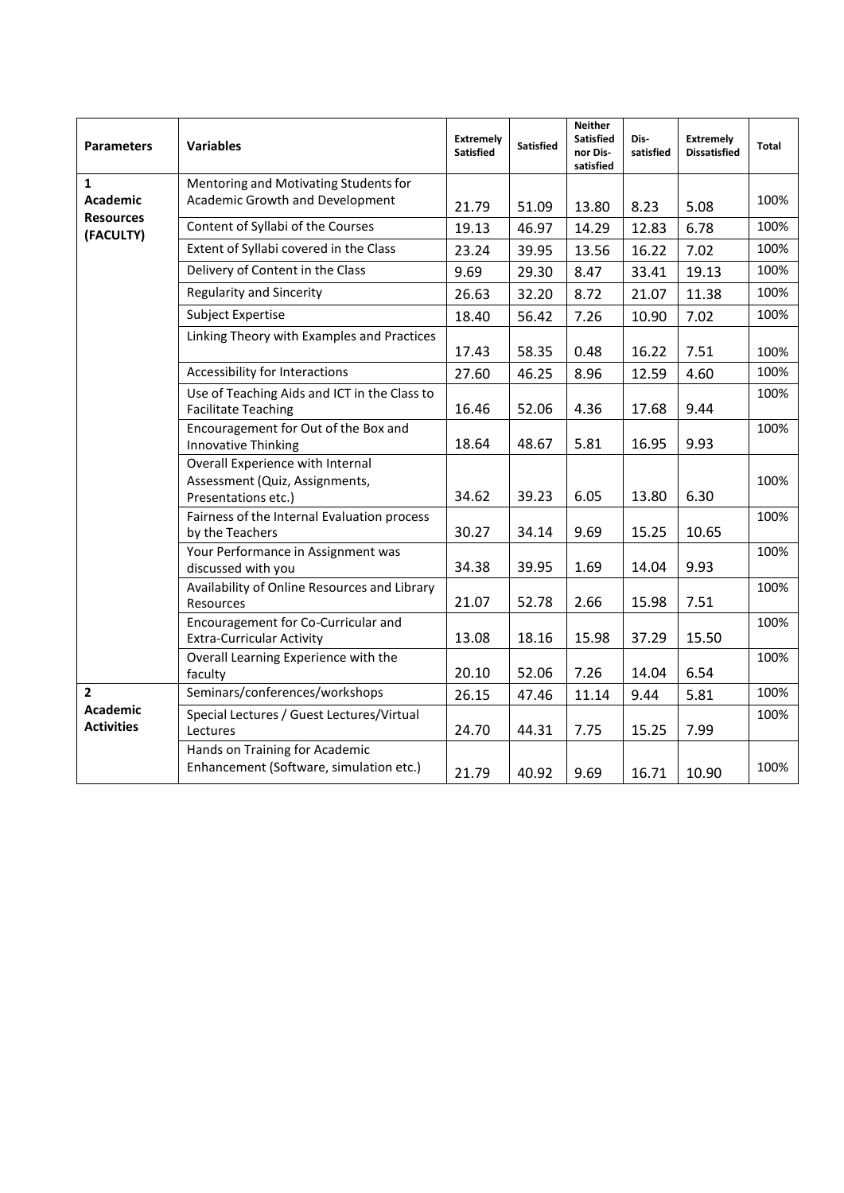| Parameters | Variables | Extremely Satisfied | Satisfied | Neither Satisfied nor Dis-satisfied | Dis-satisfied | Extremely Dissatisfied | Total |
| --- | --- | --- | --- | --- | --- | --- | --- |
| 1 Academic Resources (FACULTY) | Mentoring and Motivating Students for Academic Growth and Development | 21.79 | 51.09 | 13.80 | 8.23 | 5.08 | 100% |
| | Content of Syllabi of the Courses | 19.13 | 46.97 | 14.29 | 12.83 | 6.78 | 100% |
| | Extent of Syllabi covered in the Class | 23.24 | 39.95 | 13.56 | 16.22 | 7.02 | 100% |
| | Delivery of Content in the Class | 9.69 | 29.30 | 8.47 | 33.41 | 19.13 | 100% |
| | Regularity and Sincerity | 26.63 | 32.20 | 8.72 | 21.07 | 11.38 | 100% |
| | Subject Expertise | 18.40 | 56.42 | 7.26 | 10.90 | 7.02 | 100% |
| | Linking Theory with Examples and Practices | 17.43 | 58.35 | 0.48 | 16.22 | 7.51 | 100% |
| | Accessibility for Interactions | 27.60 | 46.25 | 8.96 | 12.59 | 4.60 | 100% |
| | Use of Teaching Aids and ICT in the Class to Facilitate Teaching | 16.46 | 52.06 | 4.36 | 17.68 | 9.44 | 100% |
| | Encouragement for Out of the Box and Innovative Thinking | 18.64 | 48.67 | 5.81 | 16.95 | 9.93 | 100% |
| | Overall Experience with Internal Assessment (Quiz, Assignments, Presentations etc.) | 34.62 | 39.23 | 6.05 | 13.80 | 6.30 | 100% |
| | Fairness of the Internal Evaluation process by the Teachers | 30.27 | 34.14 | 9.69 | 15.25 | 10.65 | 100% |
| | Your Performance in Assignment was discussed with you | 34.38 | 39.95 | 1.69 | 14.04 | 9.93 | 100% |
| | Availability of Online Resources and Library Resources | 21.07 | 52.78 | 2.66 | 15.98 | 7.51 | 100% |
| | Encouragement for Co-Curricular and Extra-Curricular Activity | 13.08 | 18.16 | 15.98 | 37.29 | 15.50 | 100% |
| | Overall Learning Experience with the faculty | 20.10 | 52.06 | 7.26 | 14.04 | 6.54 | 100% |
| 2 Academic Activities | Seminars/conferences/workshops | 26.15 | 47.46 | 11.14 | 9.44 | 5.81 | 100% |
| | Special Lectures / Guest Lectures/Virtual Lectures | 24.70 | 44.31 | 7.75 | 15.25 | 7.99 | 100% |
| | Hands on Training for Academic Enhancement (Software, simulation etc.) | 21.79 | 40.92 | 9.69 | 16.71 | 10.90 | 100% |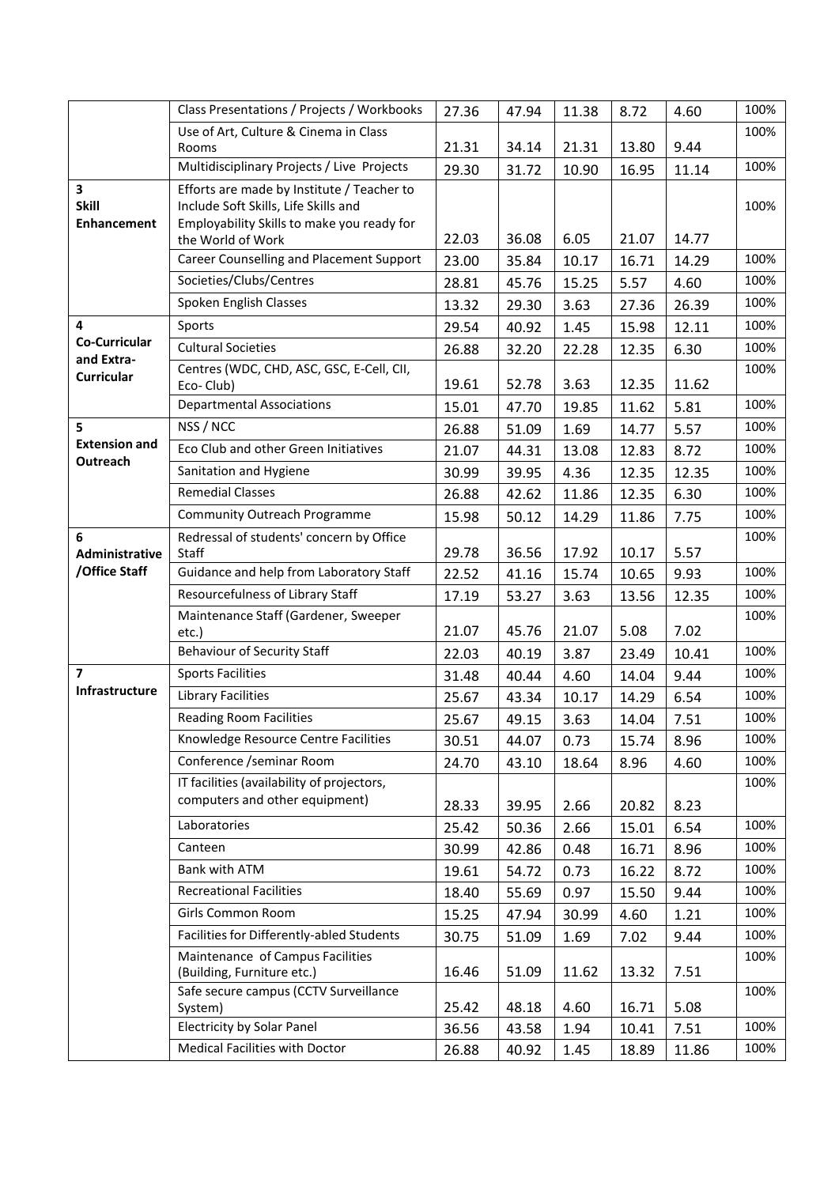| | | | | | | | |
|---|---|---|---|---|---|---|---|
| | Class Presentations / Projects / Workbooks | 27.36 | 47.94 | 11.38 | 8.72 | 4.60 | 100% |
| | Use of Art, Culture & Cinema in Class Rooms | 21.31 | 34.14 | 21.31 | 13.80 | 9.44 | 100% |
| | Multidisciplinary Projects / Live Projects | 29.30 | 31.72 | 10.90 | 16.95 | 11.14 | 100% |
| **3 Skill Enhancement** | Efforts are made by Institute / Teacher to Include Soft Skills, Life Skills and Employability Skills to make you ready for the World of Work | 22.03 | 36.08 | 6.05 | 21.07 | 14.77 | 100% |
| | Career Counselling and Placement Support | 23.00 | 35.84 | 10.17 | 16.71 | 14.29 | 100% |
| | Societies/Clubs/Centres | 28.81 | 45.76 | 15.25 | 5.57 | 4.60 | 100% |
| | Spoken English Classes | 13.32 | 29.30 | 3.63 | 27.36 | 26.39 | 100% |
| **4 Co-Curricular and Extra-Curricular** | Sports | 29.54 | 40.92 | 1.45 | 15.98 | 12.11 | 100% |
| | Cultural Societies | 26.88 | 32.20 | 22.28 | 12.35 | 6.30 | 100% |
| | Centres (WDC, CHD, ASC, GSC, E-Cell, CII, Eco- Club) | 19.61 | 52.78 | 3.63 | 12.35 | 11.62 | 100% |
| | Departmental Associations | 15.01 | 47.70 | 19.85 | 11.62 | 5.81 | 100% |
| **5 Extension and Outreach** | NSS / NCC | 26.88 | 51.09 | 1.69 | 14.77 | 5.57 | 100% |
| | Eco Club and other Green Initiatives | 21.07 | 44.31 | 13.08 | 12.83 | 8.72 | 100% |
| | Sanitation and Hygiene | 30.99 | 39.95 | 4.36 | 12.35 | 12.35 | 100% |
| | Remedial Classes | 26.88 | 42.62 | 11.86 | 12.35 | 6.30 | 100% |
| | Community Outreach Programme | 15.98 | 50.12 | 14.29 | 11.86 | 7.75 | 100% |
| **6 Administrative /Office Staff** | Redressal of students' concern by Office Staff | 29.78 | 36.56 | 17.92 | 10.17 | 5.57 | 100% |
| | Guidance and help from Laboratory Staff | 22.52 | 41.16 | 15.74 | 10.65 | 9.93 | 100% |
| | Resourcefulness of Library Staff | 17.19 | 53.27 | 3.63 | 13.56 | 12.35 | 100% |
| | Maintenance Staff (Gardener, Sweeper etc.) | 21.07 | 45.76 | 21.07 | 5.08 | 7.02 | 100% |
| | Behaviour of Security Staff | 22.03 | 40.19 | 3.87 | 23.49 | 10.41 | 100% |
| **7 Infrastructure** | Sports Facilities | 31.48 | 40.44 | 4.60 | 14.04 | 9.44 | 100% |
| | Library Facilities | 25.67 | 43.34 | 10.17 | 14.29 | 6.54 | 100% |
| | Reading Room Facilities | 25.67 | 49.15 | 3.63 | 14.04 | 7.51 | 100% |
| | Knowledge Resource Centre Facilities | 30.51 | 44.07 | 0.73 | 15.74 | 8.96 | 100% |
| | Conference /seminar Room | 24.70 | 43.10 | 18.64 | 8.96 | 4.60 | 100% |
| | IT facilities (availability of projectors, computers and other equipment) | 28.33 | 39.95 | 2.66 | 20.82 | 8.23 | 100% |
| | Laboratories | 25.42 | 50.36 | 2.66 | 15.01 | 6.54 | 100% |
| | Canteen | 30.99 | 42.86 | 0.48 | 16.71 | 8.96 | 100% |
| | Bank with ATM | 19.61 | 54.72 | 0.73 | 16.22 | 8.72 | 100% |
| | Recreational Facilities | 18.40 | 55.69 | 0.97 | 15.50 | 9.44 | 100% |
| | Girls Common Room | 15.25 | 47.94 | 30.99 | 4.60 | 1.21 | 100% |
| | Facilities for Differently-abled Students | 30.75 | 51.09 | 1.69 | 7.02 | 9.44 | 100% |
| | Maintenance of Campus Facilities (Building, Furniture etc.) | 16.46 | 51.09 | 11.62 | 13.32 | 7.51 | 100% |
| | Safe secure campus (CCTV Surveillance System) | 25.42 | 48.18 | 4.60 | 16.71 | 5.08 | 100% |
| | Electricity by Solar Panel | 36.56 | 43.58 | 1.94 | 10.41 | 7.51 | 100% |
| | Medical Facilities with Doctor | 26.88 | 40.92 | 1.45 | 18.89 | 11.86 | 100% |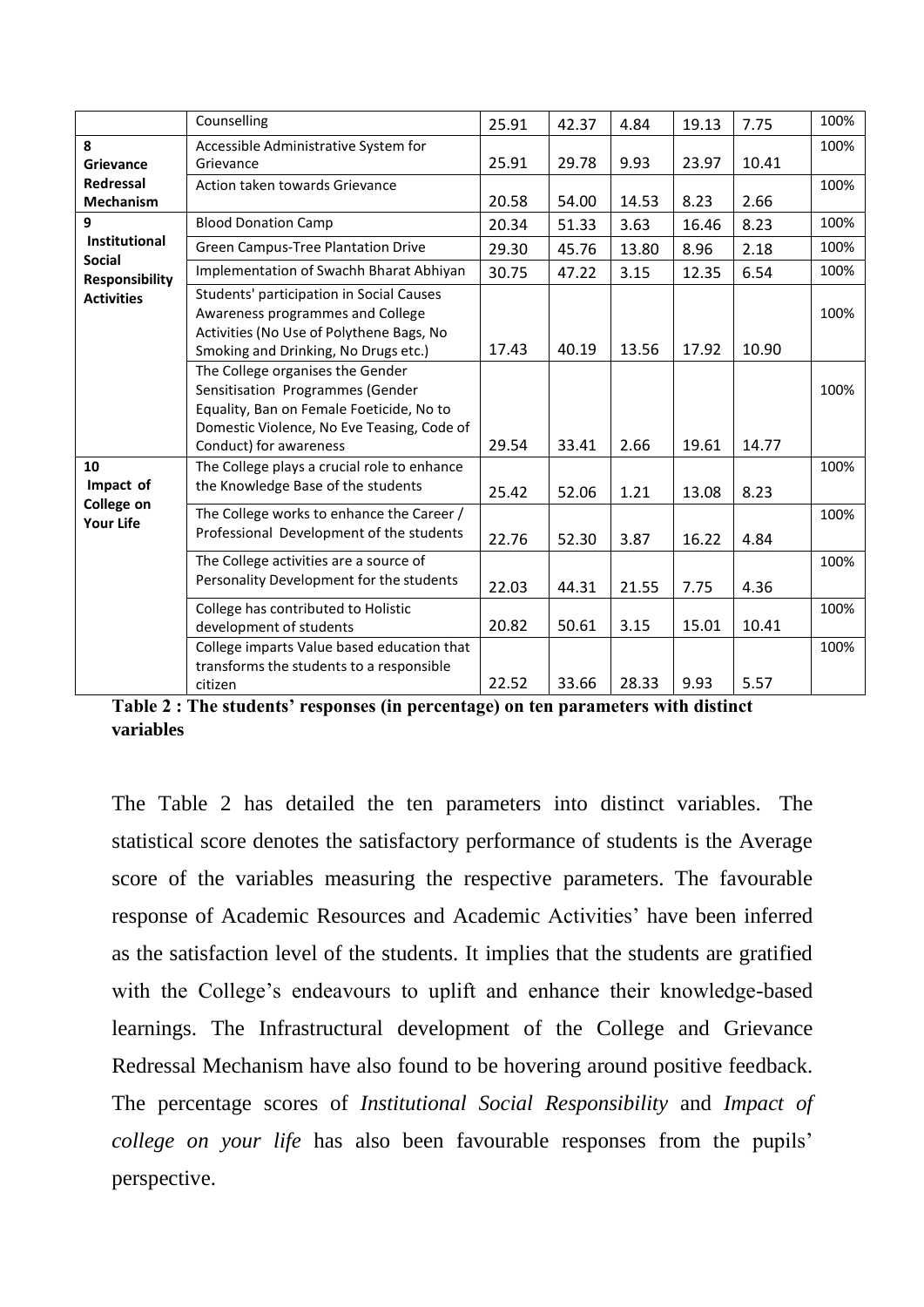| | Counselling | 25.91 | 42.37 | 4.84 | 19.13 | 7.75 | 100% |
|---|---|---|---|---|---|---|---|
| **8 Grievance Redressal Mechanism** | Accessible Administrative System for Grievance | 25.91 | 29.78 | 9.93 | 23.97 | 10.41 | 100% |
| | Action taken towards Grievance | 20.58 | 54.00 | 14.53 | 8.23 | 2.66 | 100% |
| **9 Institutional Social Responsibility Activities** | Blood Donation Camp | 20.34 | 51.33 | 3.63 | 16.46 | 8.23 | 100% |
| | Green Campus-Tree Plantation Drive | 29.30 | 45.76 | 13.80 | 8.96 | 2.18 | 100% |
| | Implementation of Swachh Bharat Abhiyan | 30.75 | 47.22 | 3.15 | 12.35 | 6.54 | 100% |
| | Students' participation in Social Causes Awareness programmes and College Activities (No Use of Polythene Bags, No Smoking and Drinking, No Drugs etc.) | 17.43 | 40.19 | 13.56 | 17.92 | 10.90 | 100% |
| | The College organises the Gender Sensitisation Programmes (Gender Equality, Ban on Female Foeticide, No to Domestic Violence, No Eve Teasing, Code of Conduct) for awareness | 29.54 | 33.41 | 2.66 | 19.61 | 14.77 | 100% |
| **10 Impact of College on Your Life** | The College plays a crucial role to enhance the Knowledge Base of the students | 25.42 | 52.06 | 1.21 | 13.08 | 8.23 | 100% |
| | The College works to enhance the Career / Professional Development of the students | 22.76 | 52.30 | 3.87 | 16.22 | 4.84 | 100% |
| | The College activities are a source of Personality Development for the students | 22.03 | 44.31 | 21.55 | 7.75 | 4.36 | 100% |
| | College has contributed to Holistic development of students | 20.82 | 50.61 | 3.15 | 15.01 | 10.41 | 100% |
| | College imparts Value based education that transforms the students to a responsible citizen | 22.52 | 33.66 | 28.33 | 9.93 | 5.57 | 100% |

**Table 2 : The students' responses (in percentage) on ten parameters with distinct variables**

The Table 2 has detailed the ten parameters into distinct variables. The statistical score denotes the satisfactory performance of students is the Average score of the variables measuring the respective parameters. The favourable response of Academic Resources and Academic Activities' have been inferred as the satisfaction level of the students. It implies that the students are gratified with the College's endeavours to uplift and enhance their knowledge-based learnings. The Infrastructural development of the College and Grievance Redressal Mechanism have also found to be hovering around positive feedback. The percentage scores of *Institutional Social Responsibility* and *Impact of college on your life* has also been favourable responses from the pupils' perspective.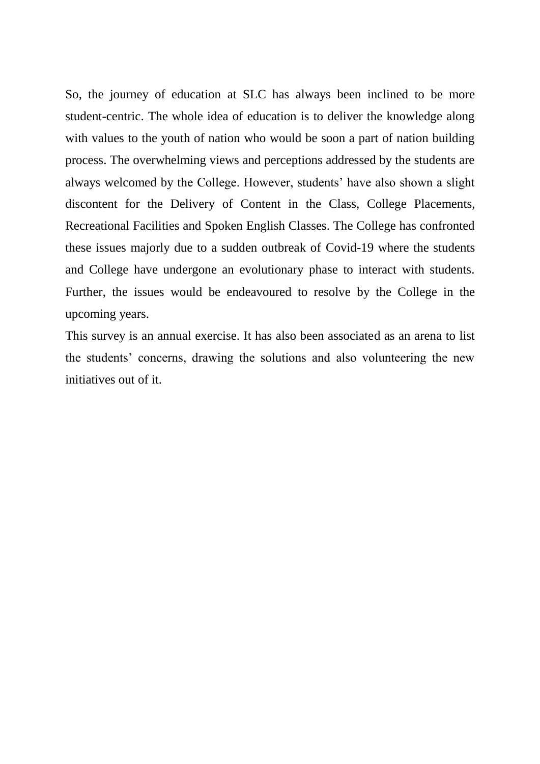So, the journey of education at SLC has always been inclined to be more student-centric. The whole idea of education is to deliver the knowledge along with values to the youth of nation who would be soon a part of nation building process. The overwhelming views and perceptions addressed by the students are always welcomed by the College. However, students' have also shown a slight discontent for the Delivery of Content in the Class, College Placements, Recreational Facilities and Spoken English Classes. The College has confronted these issues majorly due to a sudden outbreak of Covid-19 where the students and College have undergone an evolutionary phase to interact with students. Further, the issues would be endeavoured to resolve by the College in the upcoming years.

This survey is an annual exercise. It has also been associated as an arena to list the students' concerns, drawing the solutions and also volunteering the new initiatives out of it.